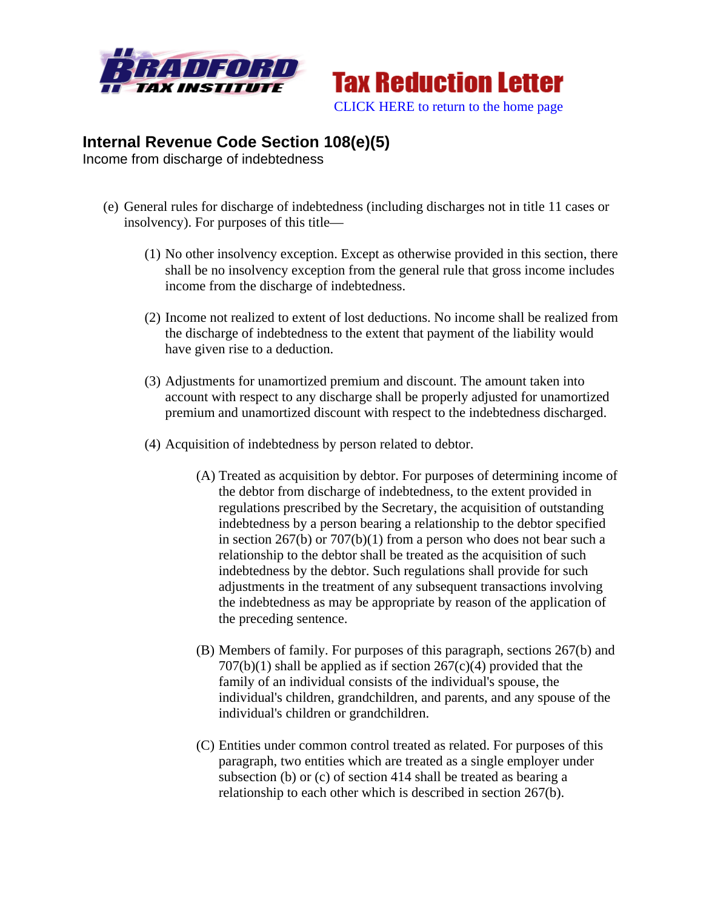**BRADFORD TAX INSTITUTE**

**Tax Reduction Letter**

CLICK HERE to return to the home page

## Internal Revenue Code Section 108(e)(5)

Income from discharge of indebtedness

(e) General rules for discharge of indebtedness (including discharges not in title 11 cases or insolvency). For purposes of this title—

(1) No other insolvency exception. Except as otherwise provided in this section, there shall be no insolvency exception from the general rule that gross income includes income from the discharge of indebtedness.

(2) Income not realized to extent of lost deductions. No income shall be realized from the discharge of indebtedness to the extent that payment of the liability would have given rise to a deduction.

(3) Adjustments for unamortized premium and discount. The amount taken into account with respect to any discharge shall be properly adjusted for unamortized premium and unamortized discount with respect to the indebtedness discharged.

(4) Acquisition of indebtedness by person related to debtor.

(A) Treated as acquisition by debtor. For purposes of determining income of the debtor from discharge of indebtedness, to the extent provided in regulations prescribed by the Secretary, the acquisition of outstanding indebtedness by a person bearing a relationship to the debtor specified in section 267(b) or 707(b)(1) from a person who does not bear such a relationship to the debtor shall be treated as the acquisition of such indebtedness by the debtor. Such regulations shall provide for such adjustments in the treatment of any subsequent transactions involving the indebtedness as may be appropriate by reason of the application of the preceding sentence.

(B) Members of family. For purposes of this paragraph, sections 267(b) and 707(b)(1) shall be applied as if section 267(c)(4) provided that the family of an individual consists of the individual's spouse, the individual's children, grandchildren, and parents, and any spouse of the individual's children or grandchildren.

(C) Entities under common control treated as related. For purposes of this paragraph, two entities which are treated as a single employer under subsection (b) or (c) of section 414 shall be treated as bearing a relationship to each other which is described in section 267(b).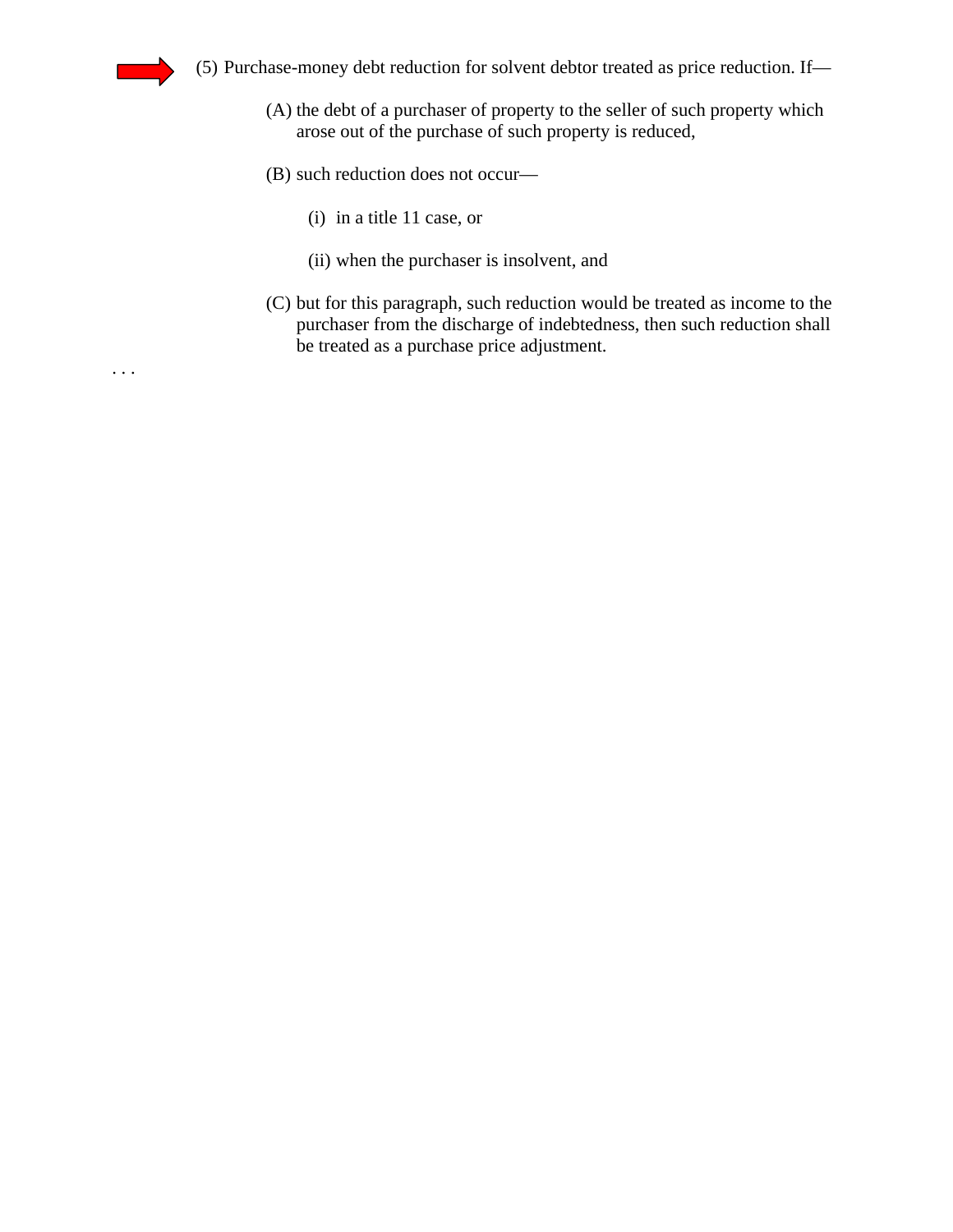(5) Purchase-money debt reduction for solvent debtor treated as price reduction. If—

(A) the debt of a purchaser of property to the seller of such property which arose out of the purchase of such property is reduced,

(B) such reduction does not occur—

(i) in a title 11 case, or

(ii) when the purchaser is insolvent, and

(C) but for this paragraph, such reduction would be treated as income to the purchaser from the discharge of indebtedness, then such reduction shall be treated as a purchase price adjustment.

. . .